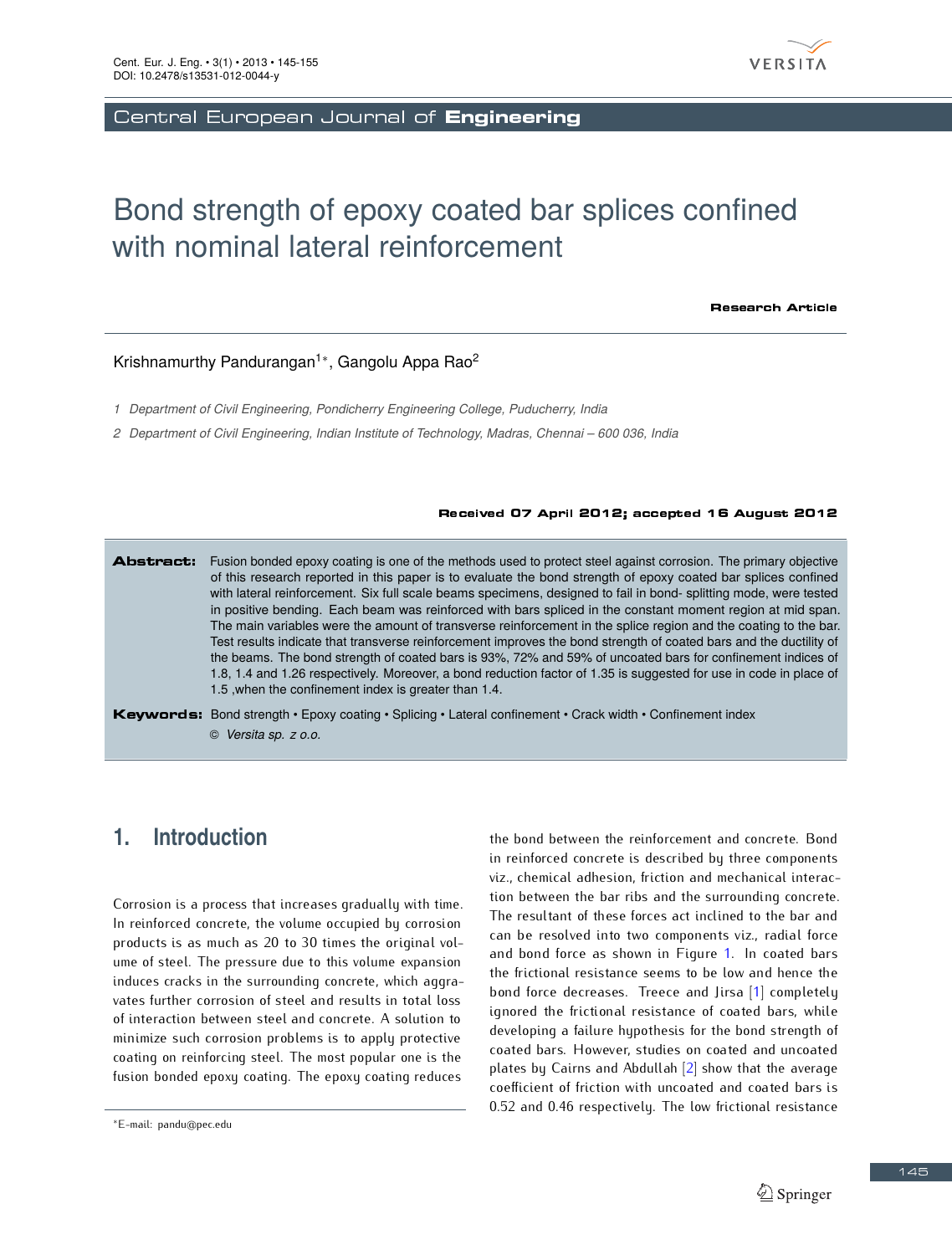# Bond strength of epoxy coated bar splices confined with nominal lateral reinforcement

**Research Article**

Krishnamurthy Pandurangan[1*], Gangolu Appa Rao[2]

1 *Department of Civil Engineering, Pondicherry Engineering College, Puducherry, India*

2 *Department of Civil Engineering, Indian Institute of Technology, Madras, Chennai – 600 036, India*

**Received 07 April 2012; accepted 16 August 2012**

**Abstract:** Fusion bonded epoxy coating is one of the methods used to protect steel against corrosion. The primary objective of this research reported in this paper is to evaluate the bond strength of epoxy coated bar splices confined with lateral reinforcement. Six full scale beams specimens, designed to fail in bond- splitting mode, were tested in positive bending. Each beam was reinforced with bars spliced in the constant moment region at mid span. The main variables were the amount of transverse reinforcement in the splice region and the coating to the bar. Test results indicate that transverse reinforcement improves the bond strength of coated bars and the ductility of the beams. The bond strength of coated bars is 93%, 72% and 59% of uncoated bars for confinement indices of 1.8, 1.4 and 1.26 respectively. Moreover, a bond reduction factor of 1.35 is suggested for use in code in place of 1.5 ,when the confinement index is greater than 1.4.

**Keywords:** Bond strength • Epoxy coating • Splicing • Lateral confinement • Crack width • Confinement index

© *Versita sp. z o.o.*

## 1. Introduction

Corrosion is a process that increases gradually with time. In reinforced concrete, the volume occupied by corrosion products is as much as 20 to 30 times the original volume of steel. The pressure due to this volume expansion induces cracks in the surrounding concrete, which aggravates further corrosion of steel and results in total loss of interaction between steel and concrete. A solution to minimize such corrosion problems is to apply protective coating on reinforcing steel. The most popular one is the fusion bonded epoxy coating. The epoxy coating reduces the bond between the reinforcement and concrete. Bond in reinforced concrete is described by three components viz., chemical adhesion, friction and mechanical interaction between the bar ribs and the surrounding concrete. The resultant of these forces act inclined to the bar and can be resolved into two components viz., radial force and bond force as shown in Figure 1. In coated bars the frictional resistance seems to be low and hence the bond force decreases. Treece and Jirsa [1] completely ignored the frictional resistance of coated bars, while developing a failure hypothesis for the bond strength of coated bars. However, studies on coated and uncoated plates by Cairns and Abdullah [2] show that the average coefficient of friction with uncoated and coated bars is 0.52 and 0.46 respectively. The low frictional resistance

*E-mail: pandu@pec.edu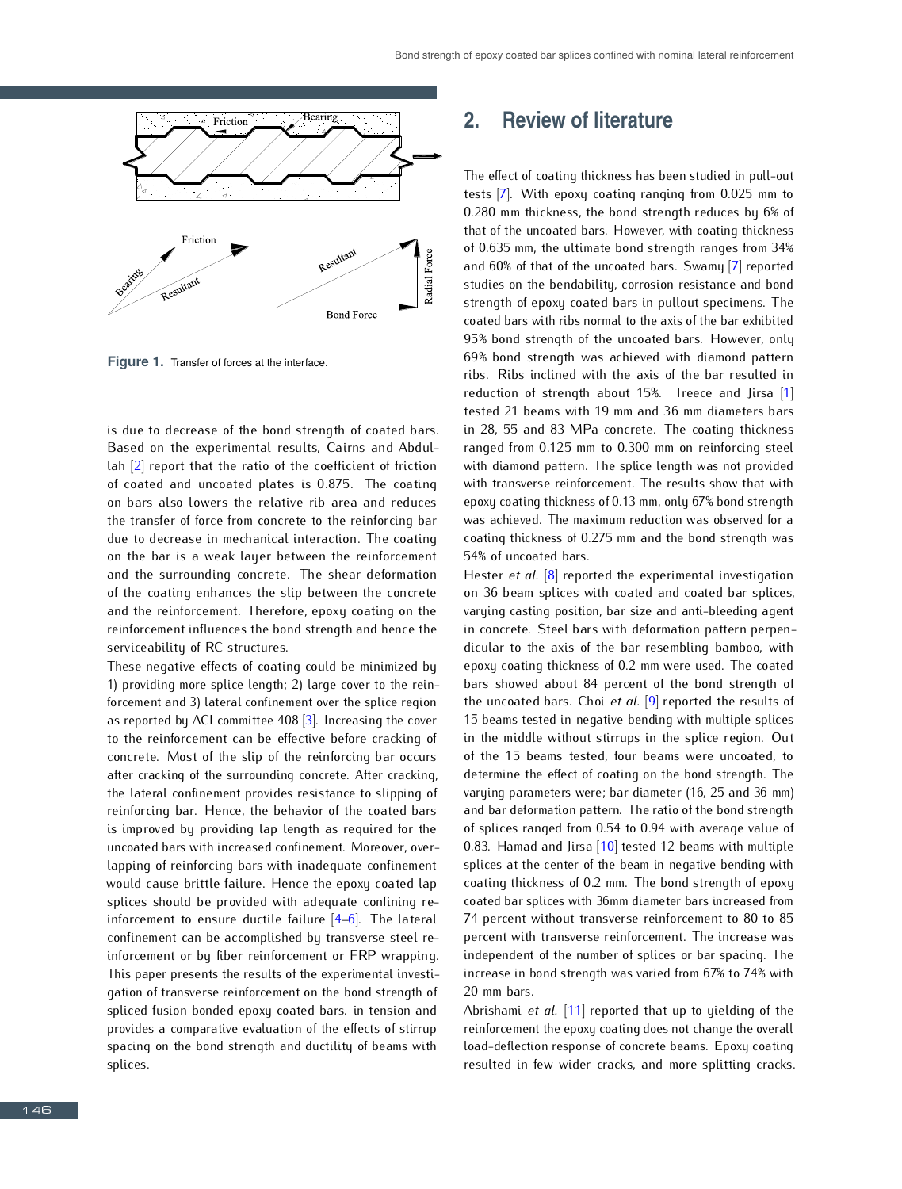Figure 1. Transfer of forces at the interface.

is due to decrease of the bond strength of coated bars. Based on the experimental results, Cairns and Abdullah [2] report that the ratio of the coefficient of friction of coated and uncoated plates is 0.875. The coating on bars also lowers the relative rib area and reduces the transfer of force from concrete to the reinforcing bar due to decrease in mechanical interaction. The coating on the bar is a weak layer between the reinforcement and the surrounding concrete. The shear deformation of the coating enhances the slip between the concrete and the reinforcement. Therefore, epoxy coating on the reinforcement influences the bond strength and hence the serviceability of RC structures.

These negative effects of coating could be minimized by 1) providing more splice length; 2) large cover to the reinforcement and 3) lateral confinement over the splice region as reported by ACI committee 408 [3]. Increasing the cover to the reinforcement can be effective before cracking of concrete. Most of the slip of the reinforcing bar occurs after cracking of the surrounding concrete. After cracking, the lateral confinement provides resistance to slipping of reinforcing bar. Hence, the behavior of the coated bars is improved by providing lap length as required for the uncoated bars with increased confinement. Moreover, overlapping of reinforcing bars with inadequate confinement would cause brittle failure. Hence the epoxy coated lap splices should be provided with adequate confining reinforcement to ensure ductile failure [4–6]. The lateral confinement can be accomplished by transverse steel reinforcement or by fiber reinforcement or FRP wrapping. This paper presents the results of the experimental investigation of transverse reinforcement on the bond strength of spliced fusion bonded epoxy coated bars. in tension and provides a comparative evaluation of the effects of stirrup spacing on the bond strength and ductility of beams with splices.

## 2. Review of literature

The effect of coating thickness has been studied in pull-out tests [7]. With epoxy coating ranging from 0.025 mm to 0.280 mm thickness, the bond strength reduces by 6% of that of the uncoated bars. However, with coating thickness of 0.635 mm, the ultimate bond strength ranges from 34% and 60% of that of the uncoated bars. Swamy [7] reported studies on the bendability, corrosion resistance and bond strength of epoxy coated bars in pullout specimens. The coated bars with ribs normal to the axis of the bar exhibited 95% bond strength of the uncoated bars. However, only 69% bond strength was achieved with diamond pattern ribs. Ribs inclined with the axis of the bar resulted in reduction of strength about 15%. Treece and Jirsa [1] tested 21 beams with 19 mm and 36 mm diameters bars in 28, 55 and 83 MPa concrete. The coating thickness ranged from 0.125 mm to 0.300 mm on reinforcing steel with diamond pattern. The splice length was not provided with transverse reinforcement. The results show that with epoxy coating thickness of 0.13 mm, only 67% bond strength was achieved. The maximum reduction was observed for a coating thickness of 0.275 mm and the bond strength was 54% of uncoated bars.

Hester *et al.* [8] reported the experimental investigation on 36 beam splices with coated and coated bar splices, varying casting position, bar size and anti-bleeding agent in concrete. Steel bars with deformation pattern perpendicular to the axis of the bar resembling bamboo, with epoxy coating thickness of 0.2 mm were used. The coated bars showed about 84 percent of the bond strength of the uncoated bars. Choi *et al.* [9] reported the results of 15 beams tested in negative bending with multiple splices in the middle without stirrups in the splice region. Out of the 15 beams tested, four beams were uncoated, to determine the effect of coating on the bond strength. The varying parameters were; bar diameter (16, 25 and 36 mm) and bar deformation pattern. The ratio of the bond strength of splices ranged from 0.54 to 0.94 with average value of 0.83. Hamad and Jirsa [10] tested 12 beams with multiple splices at the center of the beam in negative bending with coating thickness of 0.2 mm. The bond strength of epoxy coated bar splices with 36mm diameter bars increased from 74 percent without transverse reinforcement to 80 to 85 percent with transverse reinforcement. The increase was independent of the number of splices or bar spacing. The increase in bond strength was varied from 67% to 74% with 20 mm bars.

Abrishami *et al.* [11] reported that up to yielding of the reinforcement the epoxy coating does not change the overall load-deflection response of concrete beams. Epoxy coating resulted in few wider cracks, and more splitting cracks.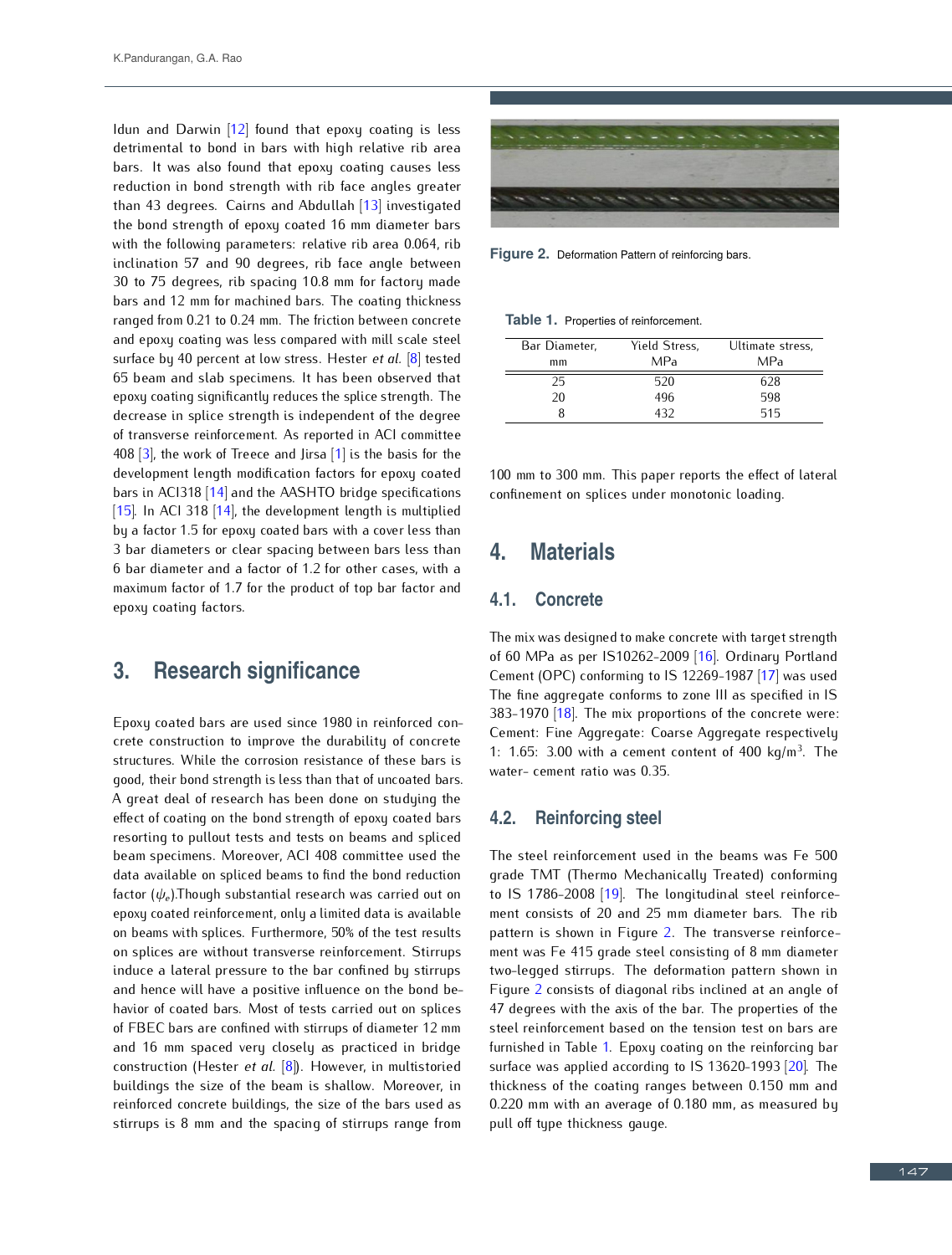Idun and Darwin [12] found that epoxy coating is less detrimental to bond in bars with high relative rib area bars. It was also found that epoxy coating causes less reduction in bond strength with rib face angles greater than 43 degrees. Cairns and Abdullah [13] investigated the bond strength of epoxy coated 16 mm diameter bars with the following parameters: relative rib area 0.064, rib inclination 57 and 90 degrees, rib face angle between 30 to 75 degrees, rib spacing 10.8 mm for factory made bars and 12 mm for machined bars. The coating thickness ranged from 0.21 to 0.24 mm. The friction between concrete and epoxy coating was less compared with mill scale steel surface by 40 percent at low stress. Hester *et al.* [8] tested 65 beam and slab specimens. It has been observed that epoxy coating significantly reduces the splice strength. The decrease in splice strength is independent of the degree of transverse reinforcement. As reported in ACI committee 408 [3], the work of Treece and Jirsa [1] is the basis for the development length modification factors for epoxy coated bars in ACI318 [14] and the AASHTO bridge specifications [15]. In ACI 318 [14], the development length is multiplied by a factor 1.5 for epoxy coated bars with a cover less than 3 bar diameters or clear spacing between bars less than 6 bar diameter and a factor of 1.2 for other cases, with a maximum factor of 1.7 for the product of top bar factor and epoxy coating factors.

## 3. Research significance

Epoxy coated bars are used since 1980 in reinforced concrete construction to improve the durability of concrete structures. While the corrosion resistance of these bars is good, their bond strength is less than that of uncoated bars. A great deal of research has been done on studying the effect of coating on the bond strength of epoxy coated bars resorting to pullout tests and tests on beams and spliced beam specimens. Moreover, ACI 408 committee used the data available on spliced beams to find the bond reduction factor ($\psi_e$).Though substantial research was carried out on epoxy coated reinforcement, only a limited data is available on beams with splices. Furthermore, 50% of the test results on splices are without transverse reinforcement. Stirrups induce a lateral pressure to the bar confined by stirrups and hence will have a positive influence on the bond behavior of coated bars. Most of tests carried out on splices of FBEC bars are confined with stirrups of diameter 12 mm and 16 mm spaced very closely as practiced in bridge construction (Hester *et al.* [8]). However, in multistoried buildings the size of the beam is shallow. Moreover, in reinforced concrete buildings, the size of the bars used as stirrups is 8 mm and the spacing of stirrups range from 100 mm to 300 mm. This paper reports the effect of lateral confinement on splices under monotonic loading.

**Figure 2.** Deformation Pattern of reinforcing bars.

**Table 1.** Properties of reinforcement.

| Bar Diameter, mm | Yield Stress, MPa | Ultimate stress, MPa |
|---|---|---|
| 25 | 520 | 628 |
| 20 | 496 | 598 |
| 8 | 432 | 515 |

## 4. Materials

### 4.1. Concrete

The mix was designed to make concrete with target strength of 60 MPa as per IS10262-2009 [16]. Ordinary Portland Cement (OPC) conforming to IS 12269-1987 [17] was used The fine aggregate conforms to zone III as specified in IS 383-1970 [18]. The mix proportions of the concrete were: Cement: Fine Aggregate: Coarse Aggregate respectively 1: 1.65: 3.00 with a cement content of 400 kg/m$^3$. The water- cement ratio was 0.35.

### 4.2. Reinforcing steel

The steel reinforcement used in the beams was Fe 500 grade TMT (Thermo Mechanically Treated) conforming to IS 1786-2008 [19]. The longitudinal steel reinforcement consists of 20 and 25 mm diameter bars. The rib pattern is shown in Figure 2. The transverse reinforcement was Fe 415 grade steel consisting of 8 mm diameter two-legged stirrups. The deformation pattern shown in Figure 2 consists of diagonal ribs inclined at an angle of 47 degrees with the axis of the bar. The properties of the steel reinforcement based on the tension test on bars are furnished in Table 1. Epoxy coating on the reinforcing bar surface was applied according to IS 13620-1993 [20]. The thickness of the coating ranges between 0.150 mm and 0.220 mm with an average of 0.180 mm, as measured by pull off type thickness gauge.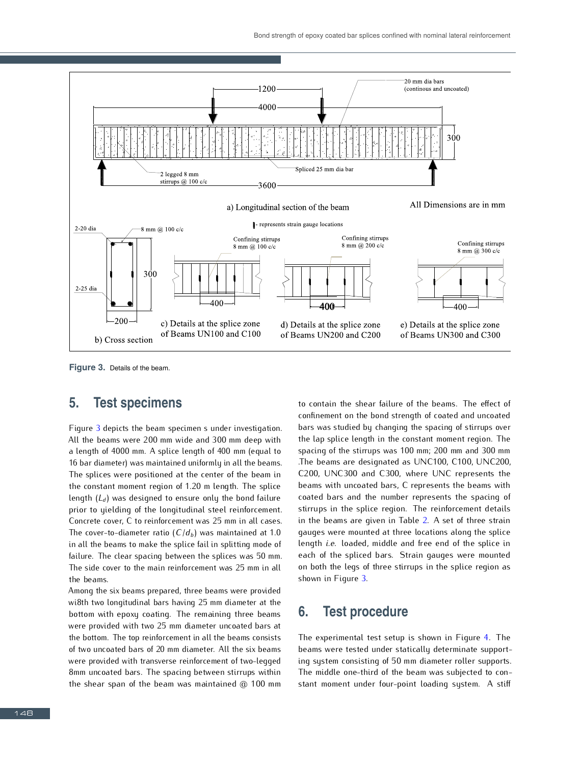Figure 3. Details of the beam.

## 5. Test specimens

Figure 3 depicts the beam specimen s under investigation. All the beams were 200 mm wide and 300 mm deep with a length of 4000 mm. A splice length of 400 mm (equal to 16 bar diameter) was maintained uniformly in all the beams. The splices were positioned at the center of the beam in the constant moment region of 1.20 m length. The splice length ($L_d$) was designed to ensure only the bond failure prior to yielding of the longitudinal steel reinforcement. Concrete cover, C to reinforcement was 25 mm in all cases. The cover-to-diameter ratio ($C/d_b$) was maintained at 1.0 in all the beams to make the splice fail in splitting mode of failure. The clear spacing between the splices was 50 mm. The side cover to the main reinforcement was 25 mm in all the beams.

Among the six beams prepared, three beams were provided wi8th two longitudinal bars having 25 mm diameter at the bottom with epoxy coating. The remaining three beams were provided with two 25 mm diameter uncoated bars at the bottom. The top reinforcement in all the beams consists of two uncoated bars of 20 mm diameter. All the six beams were provided with transverse reinforcement of two-legged 8mm uncoated bars. The spacing between stirrups within the shear span of the beam was maintained @ 100 mm to contain the shear failure of the beams. The effect of confinement on the bond strength of coated and uncoated bars was studied by changing the spacing of stirrups over the lap splice length in the constant moment region. The spacing of the stirrups was 100 mm; 200 mm and 300 mm .The beams are designated as UNC100, C100, UNC200, C200, UNC300 and C300, where UNC represents the beams with uncoated bars, C represents the beams with coated bars and the number represents the spacing of stirrups in the splice region. The reinforcement details in the beams are given in Table 2. A set of three strain gauges were mounted at three locations along the splice length *i.e.* loaded, middle and free end of the splice in each of the spliced bars. Strain gauges were mounted on both the legs of three stirrups in the splice region as shown in Figure 3.

## 6. Test procedure

The experimental test setup is shown in Figure 4. The beams were tested under statically determinate supporting system consisting of 50 mm diameter roller supports. The middle one-third of the beam was subjected to constant moment under four-point loading system. A stiff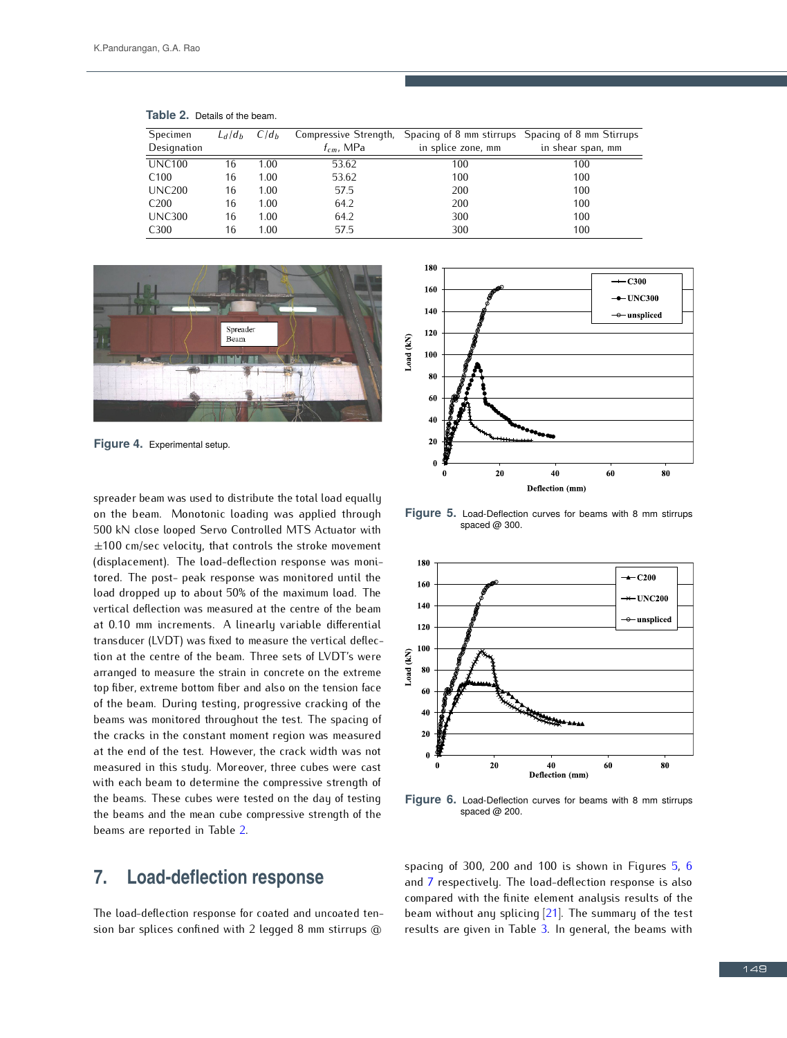**Table 2.** Details of the beam.

| Specimen Designation | $L_d/d_b$ | $C/d_b$ | Compressive Strength, $f_{cm}$, MPa | Spacing of 8 mm stirrups in splice zone, mm | Spacing of 8 mm Stirrups in shear span, mm |
|---|---|---|---|---|---|
| UNC100 | 16 | 1.00 | 53.62 | 100 | 100 |
| C100 | 16 | 1.00 | 53.62 | 100 | 100 |
| UNC200 | 16 | 1.00 | 57.5 | 200 | 100 |
| C200 | 16 | 1.00 | 64.2 | 200 | 100 |
| UNC300 | 16 | 1.00 | 64.2 | 300 | 100 |
| C300 | 16 | 1.00 | 57.5 | 300 | 100 |

**Figure 4.** Experimental setup.

spreader beam was used to distribute the total load equally on the beam. Monotonic loading was applied through 500 kN close looped Servo Controlled MTS Actuator with ±100 cm/sec velocity, that controls the stroke movement (displacement). The load-deflection response was monitored. The post- peak response was monitored until the load dropped up to about 50% of the maximum load. The vertical deflection was measured at the centre of the beam at 0.10 mm increments. A linearly variable differential transducer (LVDT) was fixed to measure the vertical deflection at the centre of the beam. Three sets of LVDT's were arranged to measure the strain in concrete on the extreme top fiber, extreme bottom fiber and also on the tension face of the beam. During testing, progressive cracking of the beams was monitored throughout the test. The spacing of the cracks in the constant moment region was measured at the end of the test. However, the crack width was not measured in this study. Moreover, three cubes were cast with each beam to determine the compressive strength of the beams. These cubes were tested on the day of testing the beams and the mean cube compressive strength of the beams are reported in Table 2.

**Figure 5.** Load-Deflection curves for beams with 8 mm stirrups spaced @ 300.

**Figure 6.** Load-Deflection curves for beams with 8 mm stirrups spaced @ 200.

## 7. Load-deflection response

The load-deflection response for coated and uncoated tension bar splices confined with 2 legged 8 mm stirrups @ spacing of 300, 200 and 100 is shown in Figures 5, 6 and 7 respectively. The load-deflection response is also compared with the finite element analysis results of the beam without any splicing [21]. The summary of the test results are given in Table 3. In general, the beams with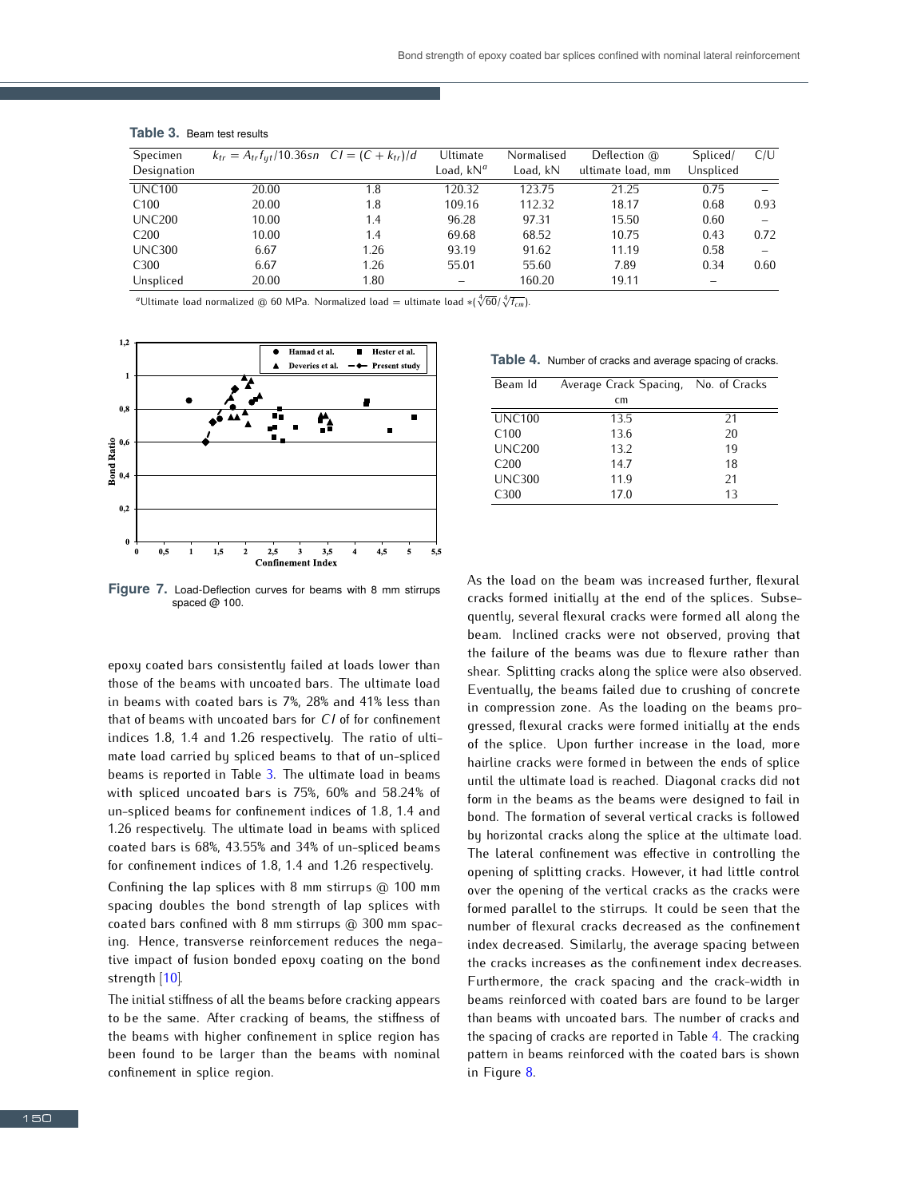**Table 3.** Beam test results

| Specimen Designation | $k_{tr} = A_{tr} f_{yt}/10.36sn$ | $CI = (C + k_{tr})/d$ | Ultimate Load, kN[a] | Normalised Load, kN | Deflection @ ultimate load, mm | Spliced/ Unspliced | C/U |
|---|---|---|---|---|---|---|---|
| UNC100 | 20.00 | 1.8 | 120.32 | 123.75 | 21.25 | 0.75 | – |
| C100 | 20.00 | 1.8 | 109.16 | 112.32 | 18.17 | 0.68 | 0.93 |
| UNC200 | 10.00 | 1.4 | 96.28 | 97.31 | 15.50 | 0.60 | – |
| C200 | 10.00 | 1.4 | 69.68 | 68.52 | 10.75 | 0.43 | 0.72 |
| UNC300 | 6.67 | 1.26 | 93.19 | 91.62 | 11.19 | 0.58 | – |
| C300 | 6.67 | 1.26 | 55.01 | 55.60 | 7.89 | 0.34 | 0.60 |
| Unspliced | 20.00 | 1.80 | – | 160.20 | 19.11 | – | |

[a]Ultimate load normalized @ 60 MPa. Normalized load = ultimate load $*(\sqrt[4]{60}/\sqrt[4]{f_{cm}})$.

**Figure 7.** Load-Deflection curves for beams with 8 mm stirrups spaced @ 100.

**Table 4.** Number of cracks and average spacing of cracks.

| Beam Id | Average Crack Spacing, cm | No. of Cracks |
|---|---|---|
| UNC100 | 13.5 | 21 |
| C100 | 13.6 | 20 |
| UNC200 | 13.2 | 19 |
| C200 | 14.7 | 18 |
| UNC300 | 11.9 | 21 |
| C300 | 17.0 | 13 |

epoxy coated bars consistently failed at loads lower than those of the beams with uncoated bars. The ultimate load in beams with coated bars is 7%, 28% and 41% less than that of beams with uncoated bars for confinement indices 1.8, 1.4 and 1.26 respectively. The ratio of ultimate load carried by spliced beams to that of un-spliced beams is reported in Table 3. The ultimate load in beams with spliced uncoated bars is 75%, 60% and 58.24% of un-spliced beams for confinement indices of 1.8, 1.4 and 1.26 respectively. The ultimate load in beams with spliced coated bars is 68%, 43.55% and 34% of un-spliced beams for confinement indices of 1.8, 1.4 and 1.26 respectively.

Confining the lap splices with 8 mm stirrups @ 100 mm spacing doubles the bond strength of lap splices with coated bars confined with 8 mm stirrups @ 300 mm spacing. Hence, transverse reinforcement reduces the negative impact of fusion bonded epoxy coating on the bond strength [10].

The initial stiffness of all the beams before cracking appears to be the same. After cracking of beams, the stiffness of the beams with higher confinement in splice region has been found to be larger than the beams with nominal confinement in splice region.

As the load on the beam was increased further, flexural cracks formed initially at the end of the splices. Subsequently, several flexural cracks were formed all along the beam. Inclined cracks were not observed, proving that the failure of the beams was due to flexure rather than shear. Splitting cracks along the splice were also observed. Eventually, the beams failed due to crushing of concrete in compression zone. As the loading on the beams progressed, flexural cracks were formed initially at the ends of the splice. Upon further increase in the load, more hairline cracks were formed in between the ends of splice until the ultimate load is reached. Diagonal cracks did not form in the beams as the beams were designed to fail in bond. The formation of several vertical cracks is followed by horizontal cracks along the splice at the ultimate load. The lateral confinement was effective in controlling the opening of splitting cracks. However, it had little control over the opening of the vertical cracks as the cracks were formed parallel to the stirrups. It could be seen that the number of flexural cracks decreased as the confinement index decreased. Similarly, the average spacing between the cracks increases as the confinement index decreases. Furthermore, the crack spacing and the crack-width in beams reinforced with coated bars are found to be larger than beams with uncoated bars. The number of cracks and the spacing of cracks are reported in Table 4. The cracking pattern in beams reinforced with the coated bars is shown in Figure 8.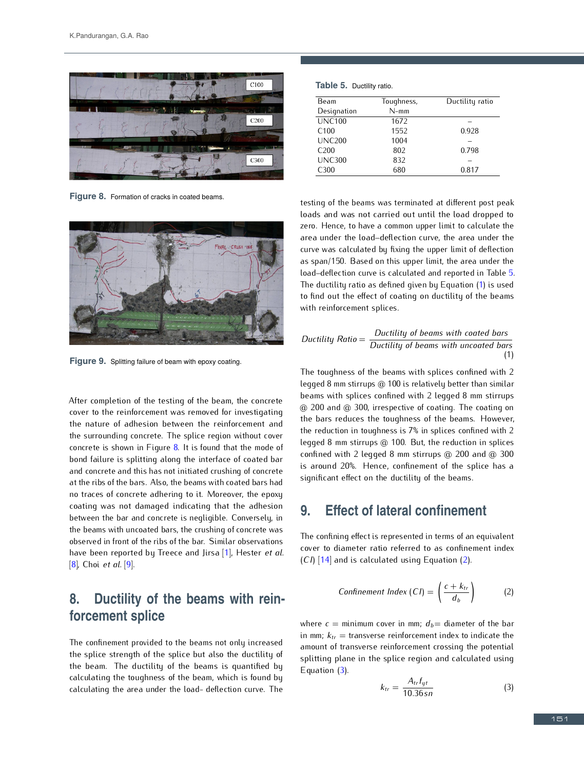Figure 8. Formation of cracks in coated beams.

Figure 9. Splitting failure of beam with epoxy coating.

After completion of the testing of the beam, the concrete cover to the reinforcement was removed for investigating the nature of adhesion between the reinforcement and the surrounding concrete. The splice region without cover concrete is shown in Figure 8. It is found that the mode of bond failure is splitting along the interface of coated bar and concrete and this has not initiated crushing of concrete at the ribs of the bars. Also, the beams with coated bars had no traces of concrete adhering to it. Moreover, the epoxy coating was not damaged indicating that the adhesion between the bar and concrete is negligible. Conversely, in the beams with uncoated bars, the crushing of concrete was observed in front of the ribs of the bar. Similar observations have been reported by Treece and Jirsa [1], Hester *et al.* [8], Choi *et al.* [9].

## 8. Ductility of the beams with reinforcement splice

The confinement provided to the beams not only increased the splice strength of the splice but also the ductility of the beam. The ductility of the beams is quantified by calculating the toughness of the beam, which is found by calculating the area under the load- deflection curve. The testing of the beams was terminated at different post peak loads and was not carried out until the load dropped to zero. Hence, to have a common upper limit to calculate the area under the load–deflection curve, the area under the curve was calculated by fixing the upper limit of deflection as span/150. Based on this upper limit, the area under the load–deflection curve is calculated and reported in Table 5. The ductility ratio as defined given by Equation (1) is used to find out the effect of coating on ductility of the beams with reinforcement splices.

**Table 5.** Ductility ratio.

| Beam Designation | Toughness, N-mm | Ductility ratio |
|---|---|---|
| UNC100 | 1672 | – |
| C100 | 1552 | 0.928 |
| UNC200 | 1004 | – |
| C200 | 802 | 0.798 |
| UNC300 | 832 | – |
| C300 | 680 | 0.817 |

$$Ductility\ Ratio = \frac{Ductility\ of\ beams\ with\ coated\ bars}{Ductility\ of\ beams\ with\ uncoated\ bars} \quad (1)$$

The toughness of the beams with splices confined with 2 legged 8 mm stirrups @ 100 is relatively better than similar beams with splices confined with 2 legged 8 mm stirrups @ 200 and @ 300, irrespective of coating. The coating on the bars reduces the toughness of the beams. However, the reduction in toughness is 7% in splices confined with 2 legged 8 mm stirrups @ 100. But, the reduction in splices confined with 2 legged 8 mm stirrups @ 200 and @ 300 is around 20%. Hence, confinement of the splice has a significant effect on the ductility of the beams.

## 9. Effect of lateral confinement

The confining effect is represented in terms of an equivalent cover to diameter ratio referred to as confinement index ($CI$) [14] and is calculated using Equation (2).

$$Confinement\ Index\ (CI) = \left(\frac{c + k_{tr}}{d_b}\right) \quad (2)$$

where $c$ = minimum cover in mm; $d_b$= diameter of the bar in mm; $k_{tr}$ = transverse reinforcement index to indicate the amount of transverse reinforcement crossing the potential splitting plane in the splice region and calculated using Equation (3).

$$k_{tr} = \frac{A_{tr} f_{yt}}{10.36 sn} \quad (3)$$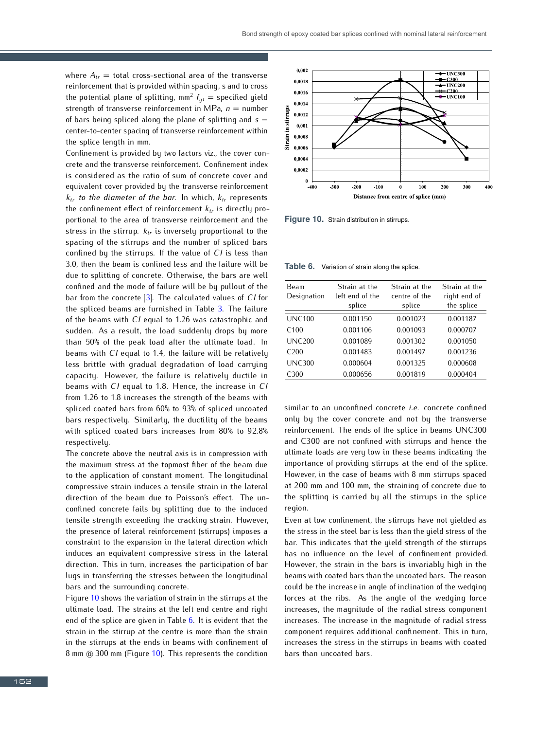where $A_{tr}$ = total cross-sectional area of the transverse reinforcement that is provided within spacing, s and to cross the potential plane of splitting, mm$^2$ $f_{yt}$ = specified yield strength of transverse reinforcement in MPa, $n$ = number of bars being spliced along the plane of splitting and $s$ = center-to-center spacing of transverse reinforcement within the splice length in mm.

Confinement is provided by two factors viz., the cover concrete and the transverse reinforcement. Confinement index is considered as the ratio of sum of concrete cover and equivalent cover provided by the transverse reinforcement $k_{tr}$ *to the diameter of the bar*. In which, $k_{tr}$ represents the confinement effect of reinforcement $k_{tr}$ is directly proportional to the area of transverse reinforcement and the stress in the stirrup. $k_{tr}$ is inversely proportional to the spacing of the stirrups and the number of spliced bars confined by the stirrups. If the value of $CI$ is less than 3.0, then the beam is confined less and the failure will be due to splitting of concrete. Otherwise, the bars are well confined and the mode of failure will be by pullout of the bar from the concrete [3]. The calculated values of $CI$ for the spliced beams are furnished in Table 3. The failure of the beams with $CI$ equal to 1.26 was catastrophic and sudden. As a result, the load suddenly drops by more than 50% of the peak load after the ultimate load. In beams with $CI$ equal to 1.4, the failure will be relatively less brittle with gradual degradation of load carrying capacity. However, the failure is relatively ductile in beams with $CI$ equal to 1.8. Hence, the increase in $CI$ from 1.26 to 1.8 increases the strength of the beams with spliced coated bars from 60% to 93% of spliced uncoated bars respectively. Similarly, the ductility of the beams with spliced coated bars increases from 80% to 92.8% respectively.

The concrete above the neutral axis is in compression with the maximum stress at the topmost fiber of the beam due to the application of constant moment. The longitudinal compressive strain induces a tensile strain in the lateral direction of the beam due to Poisson's effect. The unconfined concrete fails by splitting due to the induced tensile strength exceeding the cracking strain. However, the presence of lateral reinforcement (stirrups) imposes a constraint to the expansion in the lateral direction which induces an equivalent compressive stress in the lateral direction. This in turn, increases the participation of bar lugs in transferring the stresses between the longitudinal bars and the surrounding concrete.

Figure 10 shows the variation of strain in the stirrups at the ultimate load. The strains at the left end centre and right end of the splice are given in Table 6. It is evident that the strain in the stirrup at the centre is more than the strain in the stirrups at the ends in beams with confinement of 8 mm @ 300 mm (Figure 10). This represents the condition similar to an unconfined concrete *i.e.* concrete confined only by the cover concrete and not by the transverse reinforcement. The ends of the splice in beams UNC300 and C300 are not confined with stirrups and hence the ultimate loads are very low in these beams indicating the importance of providing stirrups at the end of the splice. However, in the case of beams with 8 mm stirrups spaced at 200 mm and 100 mm, the straining of concrete due to the splitting is carried by all the stirrups in the splice region.

**Figure 10.** Strain distribution in stirrups.

**Table 6.** Variation of strain along the splice.

| Beam Designation | Strain at the left end of the splice | Strain at the centre of the splice | Strain at the right end of the splice |
|---|---|---|---|
| UNC100 | 0.001150 | 0.001023 | 0.001187 |
| C100 | 0.001106 | 0.001093 | 0.000707 |
| UNC200 | 0.001089 | 0.001302 | 0.001050 |
| C200 | 0.001483 | 0.001497 | 0.001236 |
| UNC300 | 0.000604 | 0.001325 | 0.000608 |
| C300 | 0.000656 | 0.001819 | 0.000404 |

Even at low confinement, the stirrups have not yielded as the stress in the steel bar is less than the yield stress of the bar. This indicates that the yield strength of the stirrups has no influence on the level of confinement provided. However, the strain in the bars is invariably high in the beams with coated bars than the uncoated bars. The reason could be the increase in angle of inclination of the wedging forces at the ribs. As the angle of the wedging force increases, the magnitude of the radial stress component increases. The increase in the magnitude of radial stress component requires additional confinement. This in turn, increases the stress in the stirrups in beams with coated bars than uncoated bars.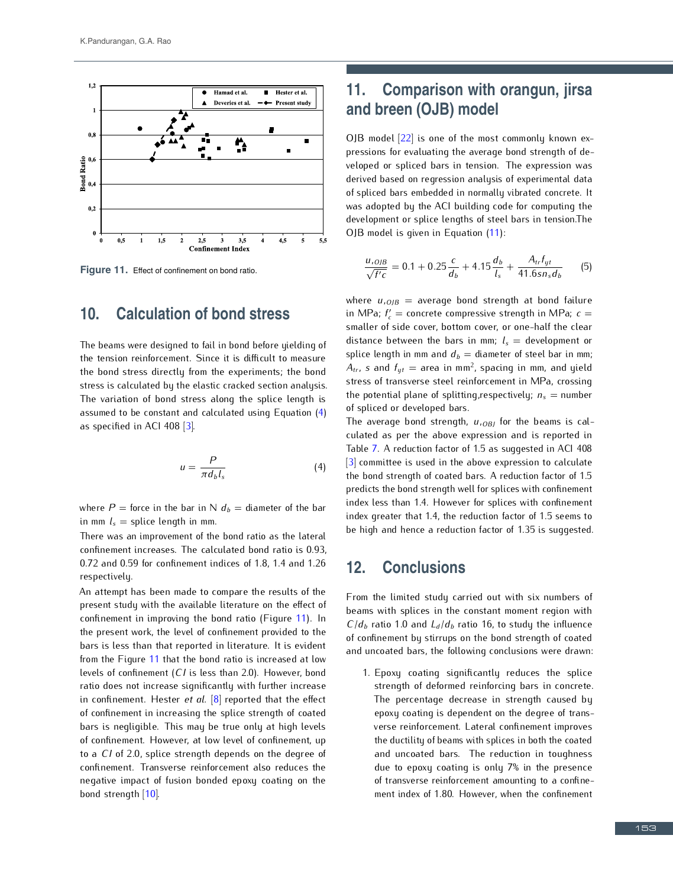Figure 11. Effect of confinement on bond ratio.

## 10. Calculation of bond stress

The beams were designed to fail in bond before yielding of the tension reinforcement. Since it is difficult to measure the bond stress directly from the experiments; the bond stress is calculated by the elastic cracked section analysis. The variation of bond stress along the splice length is assumed to be constant and calculated using Equation (4) as specified in ACI 408 [3].

$$u = \frac{P}{\pi d_b l_s} \tag{4}$$

where $P$ = force in the bar in N $d_b$ = diameter of the bar in mm $l_s$ = splice length in mm.

There was an improvement of the bond ratio as the lateral confinement increases. The calculated bond ratio is 0.93, 0.72 and 0.59 for confinement indices of 1.8, 1.4 and 1.26 respectively.

An attempt has been made to compare the results of the present study with the available literature on the effect of confinement in improving the bond ratio (Figure 11). In the present work, the level of confinement provided to the bars is less than that reported in literature. It is evident from the Figure 11 that the bond ratio is increased at low levels of confinement ($CI$ is less than 2.0). However, bond ratio does not increase significantly with further increase in confinement. Hester *et al.* [8] reported that the effect of confinement in increasing the splice strength of coated bars is negligible. This may be true only at high levels of confinement. However, at low level of confinement, up to a $CI$ of 2.0, splice strength depends on the degree of confinement. Transverse reinforcement also reduces the negative impact of fusion bonded epoxy coating on the bond strength [10].

## 11. Comparison with orangun, jirsa and breen (OJB) model

OJB model [22] is one of the most commonly known expressions for evaluating the average bond strength of developed or spliced bars in tension. The expression was derived based on regression analysis of experimental data of spliced bars embedded in normally vibrated concrete. It was adopted by the ACI building code for computing the development or splice lengths of steel bars in tension.The OJB model is given in Equation (11):

$$\frac{u_{,OJB}}{\sqrt{f'c}} = 0.1 + 0.25\frac{c}{d_b} + 4.15\frac{d_b}{l_s} + \frac{A_{tr} f_{yt}}{41.6 s n_s d_b} \tag{5}$$

where $u_{,OJB}$ = average bond strength at bond failure in MPa; $f'_c$ = concrete compressive strength in MPa; $c$ = smaller of side cover, bottom cover, or one-half the clear distance between the bars in mm; $l_s$ = development or splice length in mm and $d_b$ = diameter of steel bar in mm; $A_{tr}$, $s$ and $f_{yt}$ = area in mm$^2$, spacing in mm, and yield stress of transverse steel reinforcement in MPa, crossing the potential plane of splitting,respectively; $n_s$ = number of spliced or developed bars.

The average bond strength, $u_{,OBJ}$ for the beams is calculated as per the above expression and is reported in Table 7. A reduction factor of 1.5 as suggested in ACI 408 [3] committee is used in the above expression to calculate the bond strength of coated bars. A reduction factor of 1.5 predicts the bond strength well for splices with confinement index less than 1.4. However for splices with confinement index greater that 1.4, the reduction factor of 1.5 seems to be high and hence a reduction factor of 1.35 is suggested.

## 12. Conclusions

From the limited study carried out with six numbers of beams with splices in the constant moment region with $C/d_b$ ratio 1.0 and $L_d/d_b$ ratio 16, to study the influence of confinement by stirrups on the bond strength of coated and uncoated bars, the following conclusions were drawn:

1. Epoxy coating significantly reduces the splice strength of deformed reinforcing bars in concrete. The percentage decrease in strength caused by epoxy coating is dependent on the degree of transverse reinforcement. Lateral confinement improves the ductility of beams with splices in both the coated and uncoated bars. The reduction in toughness due to epoxy coating is only 7% in the presence of transverse reinforcement amounting to a confinement index of 1.80. However, when the confinement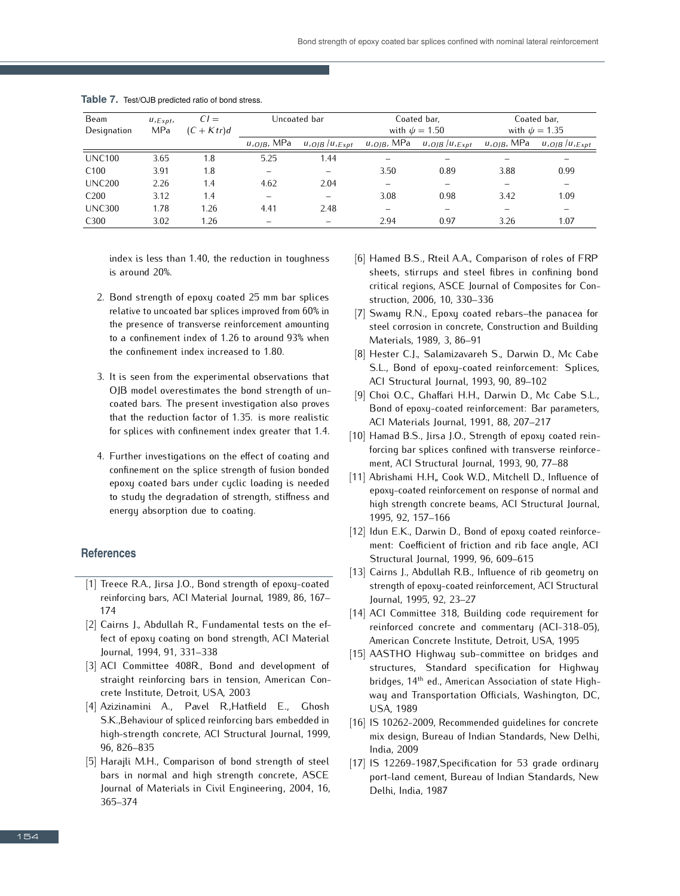**Table 7.** Test/OJB predicted ratio of bond stress.

| Beam Designation | $u_{,Expt}$, MPa | $CI = (C + Ktr)d$ | Uncoated bar | | Coated bar, with $\psi = 1.50$ | | Coated bar, with $\psi = 1.35$ | |
|---|---|---|---|---|---|---|---|---|
| | | | $u_{,OJB}$, MPa | $u_{,OJB}/u_{,Expt}$ | $u_{,OJB}$, MPa | $u_{,OJB}/u_{,Expt}$ | $u_{,OJB}$, MPa | $u_{,OJB}/u_{,Expt}$ |
| UNC100 | 3.65 | 1.8 | 5.25 | 1.44 | – | – | – | – |
| C100 | 3.91 | 1.8 | – | – | 3.50 | 0.89 | 3.88 | 0.99 |
| UNC200 | 2.26 | 1.4 | 4.62 | 2.04 | – | – | – | – |
| C200 | 3.12 | 1.4 | – | – | 3.08 | 0.98 | 3.42 | 1.09 |
| UNC300 | 1.78 | 1.26 | 4.41 | 2.48 | – | – | – | – |
| C300 | 3.02 | 1.26 | – | – | 2.94 | 0.97 | 3.26 | 1.07 |

index is less than 1.40, the reduction in toughness is around 20%.

2. Bond strength of epoxy coated 25 mm bar splices relative to uncoated bar splices improved from 60% in the presence of transverse reinforcement amounting to a confinement index of 1.26 to around 93% when the confinement index increased to 1.80.

3. It is seen from the experimental observations that OJB model overestimates the bond strength of uncoated bars. The present investigation also proves that the reduction factor of 1.35. is more realistic for splices with confinement index greater that 1.4.

4. Further investigations on the effect of coating and confinement on the splice strength of fusion bonded epoxy coated bars under cyclic loading is needed to study the degradation of strength, stiffness and energy absorption due to coating.

## References

[1] Treece R.A., Jirsa J.O., Bond strength of epoxy-coated reinforcing bars, ACI Material Journal, 1989, 86, 167–174

[2] Cairns J., Abdullah R., Fundamental tests on the effect of epoxy coating on bond strength, ACI Material Journal, 1994, 91, 331–338

[3] ACI Committee 408R., Bond and development of straight reinforcing bars in tension, American Concrete Institute, Detroit, USA, 2003

[4] Azizinamini A., Pavel R.,Hatfield E., Ghosh S.K.,Behaviour of spliced reinforcing bars embedded in high-strength concrete, ACI Structural Journal, 1999, 96, 826–835

[5] Harajli M.H., Comparison of bond strength of steel bars in normal and high strength concrete, ASCE Journal of Materials in Civil Engineering, 2004, 16, 365–374

[6] Hamed B.S., Rteil A.A., Comparison of roles of FRP sheets, stirrups and steel fibres in confining bond critical regions, ASCE Journal of Composites for Construction, 2006, 10, 330–336

[7] Swamy R.N., Epoxy coated rebars–the panacea for steel corrosion in concrete, Construction and Building Materials, 1989, 3, 86–91

[8] Hester C.J., Salamizavareh S., Darwin D., Mc Cabe S.L., Bond of epoxy-coated reinforcement: Splices, ACI Structural Journal, 1993, 90, 89–102

[9] Choi O.C., Ghaffari H.H., Darwin D., Mc Cabe S.L., Bond of epoxy-coated reinforcement: Bar parameters, ACI Materials Journal, 1991, 88, 207–217

[10] Hamad B.S., Jirsa J.O., Strength of epoxy coated reinforcing bar splices confined with transverse reinforcement, ACI Structural Journal, 1993, 90, 77–88

[11] Abrishami H.H" Cook W.D., Mitchell D., Influence of epoxy-coated reinforcement on response of normal and high strength concrete beams, ACI Structural Journal, 1995, 92, 157–166

[12] Idun E.K., Darwin D., Bond of epoxy coated reinforcement: Coefficient of friction and rib face angle, ACI Structural Journal, 1999, 96, 609–615

[13] Cairns J., Abdullah R.B., Influence of rib geometry on strength of epoxy-coated reinforcement, ACI Structural Journal, 1995, 92, 23–27

[14] ACI Committee 318, Building code requirement for reinforced concrete and commentary (ACI-318-05), American Concrete Institute, Detroit, USA, 1995

[15] AASTHO Highway sub-committee on bridges and structures, Standard specification for Highway bridges, 14th ed., American Association of state Highway and Transportation Officials, Washington, DC, USA, 1989

[16] IS 10262-2009, Recommended guidelines for concrete mix design, Bureau of Indian Standards, New Delhi, India, 2009

[17] IS 12269-1987,Specification for 53 grade ordinary port-land cement, Bureau of Indian Standards, New Delhi, India, 1987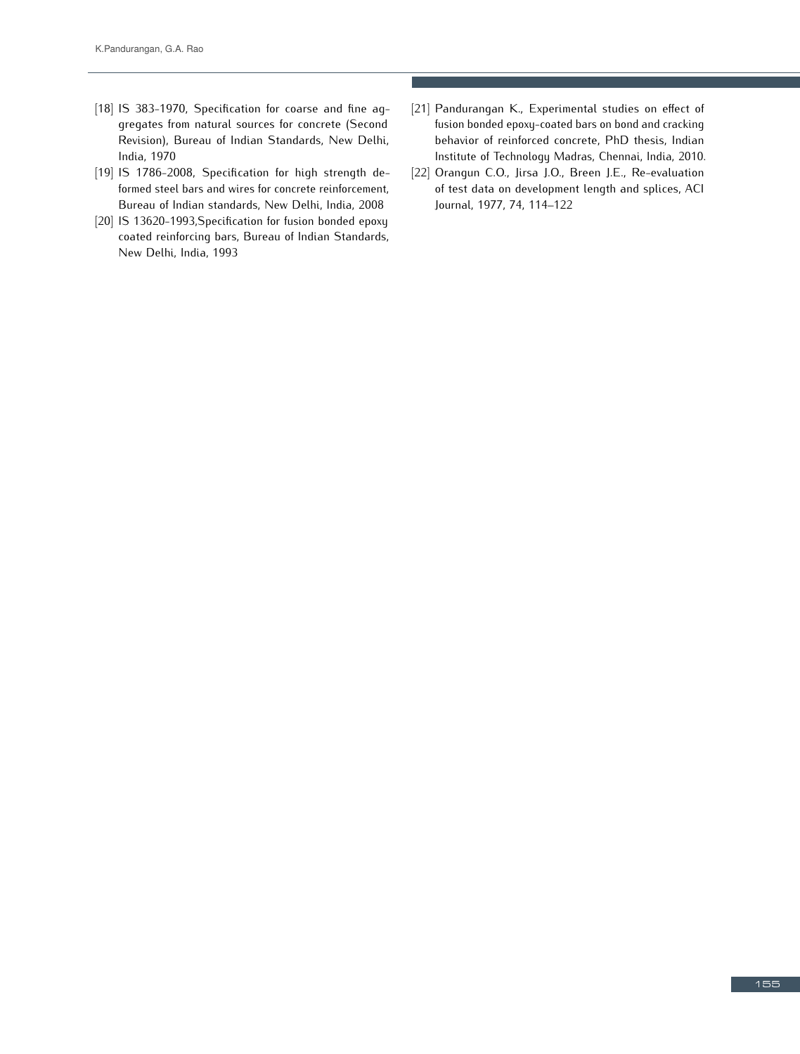[18] IS 383-1970, Specification for coarse and fine aggregates from natural sources for concrete (Second Revision), Bureau of Indian Standards, New Delhi, India, 1970

[19] IS 1786-2008, Specification for high strength deformed steel bars and wires for concrete reinforcement, Bureau of Indian standards, New Delhi, India, 2008

[20] IS 13620-1993,Specification for fusion bonded epoxy coated reinforcing bars, Bureau of Indian Standards, New Delhi, India, 1993

[21] Pandurangan K., Experimental studies on effect of fusion bonded epoxy-coated bars on bond and cracking behavior of reinforced concrete, PhD thesis, Indian Institute of Technology Madras, Chennai, India, 2010.

[22] Orangun C.O., Jirsa J.O., Breen J.E., Re-evaluation of test data on development length and splices, ACI Journal, 1977, 74, 114–122